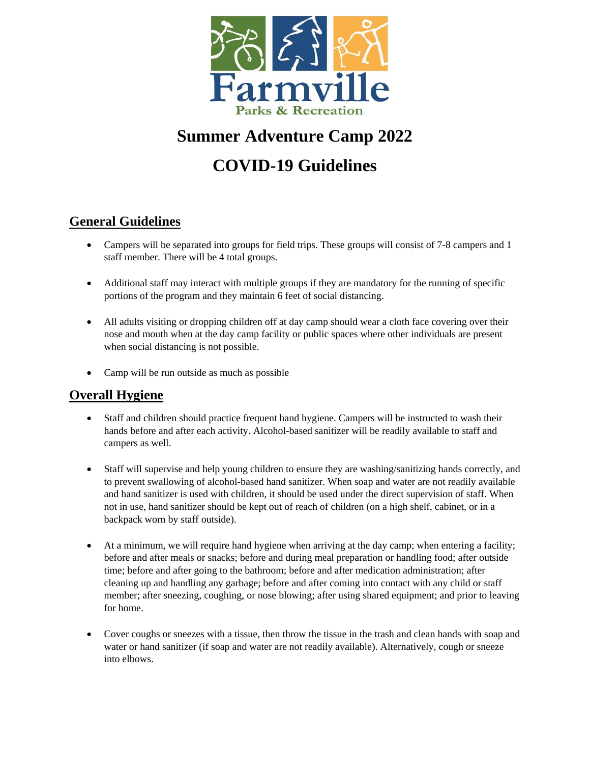Farmville

Parks & Recreation

# Summer Adventure Camp 2022

# COVID-19 Guidelines

## General Guidelines

- Campers will be separated into groups for field trips. These groups will consist of 7-8 campers and 1 staff member. There will be 4 total groups.
- Additional staff may interact with multiple groups if they are mandatory for the running of specific portions of the program and they maintain 6 feet of social distancing.
- All adults visiting or dropping children off at day camp should wear a cloth face covering over their nose and mouth when at the day camp facility or public spaces where other individuals are present when social distancing is not possible.
- Camp will be run outside as much as possible

## Overall Hygiene

- Staff and children should practice frequent hand hygiene. Campers will be instructed to wash their hands before and after each activity. Alcohol-based sanitizer will be readily available to staff and campers as well.
- Staff will supervise and help young children to ensure they are washing/sanitizing hands correctly, and to prevent swallowing of alcohol-based hand sanitizer. When soap and water are not readily available and hand sanitizer is used with children, it should be used under the direct supervision of staff. When not in use, hand sanitizer should be kept out of reach of children (on a high shelf, cabinet, or in a backpack worn by staff outside).
- At a minimum, we will require hand hygiene when arriving at the day camp; when entering a facility; before and after meals or snacks; before and during meal preparation or handling food; after outside time; before and after going to the bathroom; before and after medication administration; after cleaning up and handling any garbage; before and after coming into contact with any child or staff member; after sneezing, coughing, or nose blowing; after using shared equipment; and prior to leaving for home.
- Cover coughs or sneezes with a tissue, then throw the tissue in the trash and clean hands with soap and water or hand sanitizer (if soap and water are not readily available). Alternatively, cough or sneeze into elbows.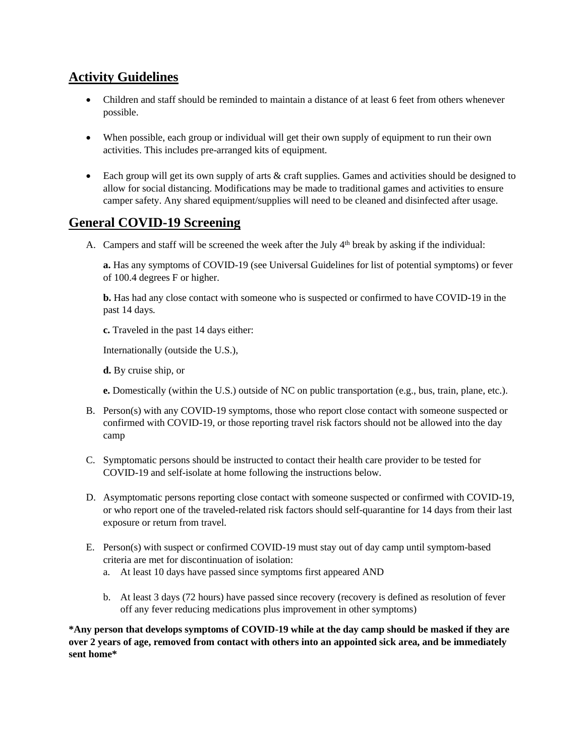## Activity Guidelines

- Children and staff should be reminded to maintain a distance of at least 6 feet from others whenever possible.
- When possible, each group or individual will get their own supply of equipment to run their own activities. This includes pre-arranged kits of equipment.
- Each group will get its own supply of arts & craft supplies. Games and activities should be designed to allow for social distancing. Modifications may be made to traditional games and activities to ensure camper safety. Any shared equipment/supplies will need to be cleaned and disinfected after usage.

## General COVID-19 Screening

A. Campers and staff will be screened the week after the July 4th break by asking if the individual:

**a.** Has any symptoms of COVID-19 (see Universal Guidelines for list of potential symptoms) or fever of 100.4 degrees F or higher.

**b.** Has had any close contact with someone who is suspected or confirmed to have COVID-19 in the past 14 days.

**c.** Traveled in the past 14 days either:

Internationally (outside the U.S.),

**d.** By cruise ship, or

**e.** Domestically (within the U.S.) outside of NC on public transportation (e.g., bus, train, plane, etc.).

B. Person(s) with any COVID-19 symptoms, those who report close contact with someone suspected or confirmed with COVID-19, or those reporting travel risk factors should not be allowed into the day camp

C. Symptomatic persons should be instructed to contact their health care provider to be tested for COVID-19 and self-isolate at home following the instructions below.

D. Asymptomatic persons reporting close contact with someone suspected or confirmed with COVID-19, or who report one of the traveled-related risk factors should self-quarantine for 14 days from their last exposure or return from travel.

E. Person(s) with suspect or confirmed COVID-19 must stay out of day camp until symptom-based criteria are met for discontinuation of isolation:
   a. At least 10 days have passed since symptoms first appeared AND
   b. At least 3 days (72 hours) have passed since recovery (recovery is defined as resolution of fever off any fever reducing medications plus improvement in other symptoms)

**\*Any person that develops symptoms of COVID-19 while at the day camp should be masked if they are over 2 years of age, removed from contact with others into an appointed sick area, and be immediately sent home\***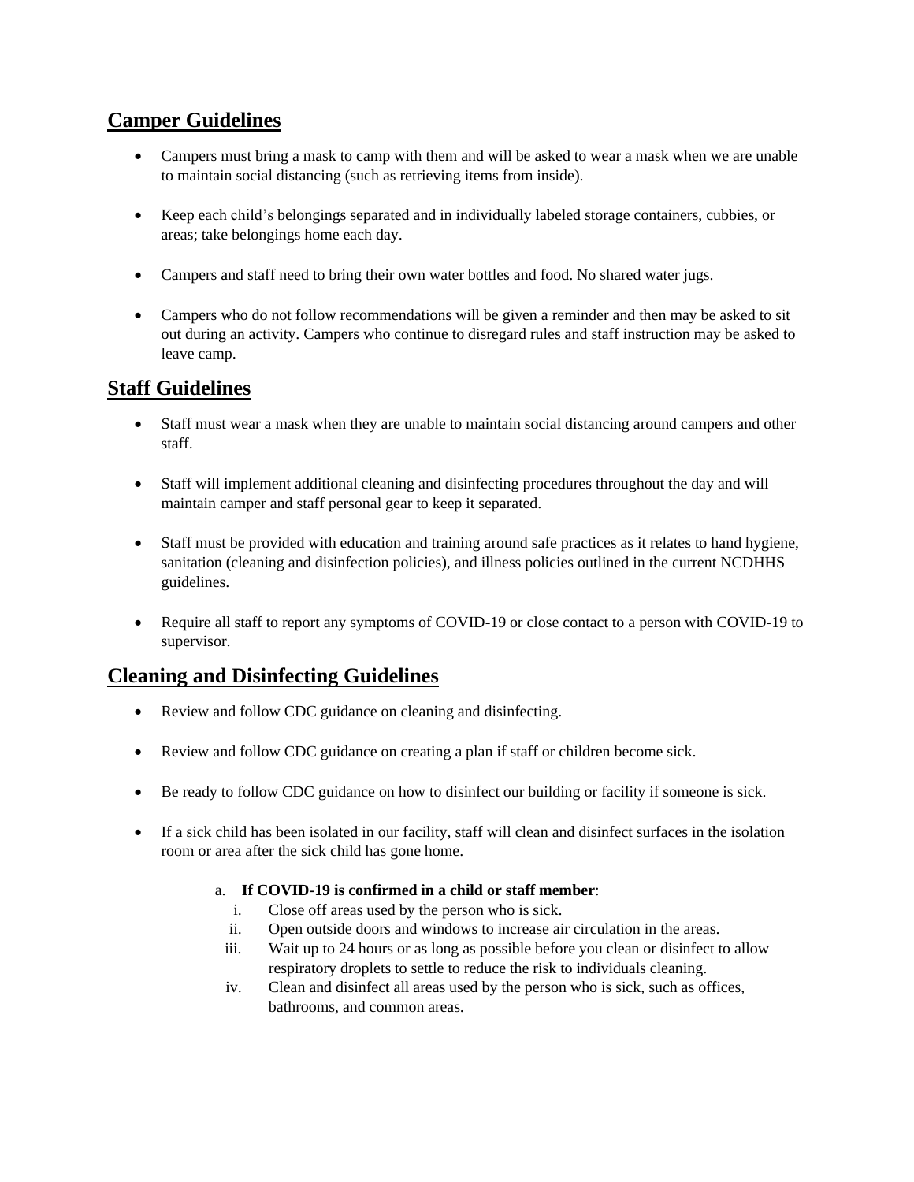## Camper Guidelines

- Campers must bring a mask to camp with them and will be asked to wear a mask when we are unable to maintain social distancing (such as retrieving items from inside).
- Keep each child's belongings separated and in individually labeled storage containers, cubbies, or areas; take belongings home each day.
- Campers and staff need to bring their own water bottles and food. No shared water jugs.
- Campers who do not follow recommendations will be given a reminder and then may be asked to sit out during an activity. Campers who continue to disregard rules and staff instruction may be asked to leave camp.

## Staff Guidelines

- Staff must wear a mask when they are unable to maintain social distancing around campers and other staff.
- Staff will implement additional cleaning and disinfecting procedures throughout the day and will maintain camper and staff personal gear to keep it separated.
- Staff must be provided with education and training around safe practices as it relates to hand hygiene, sanitation (cleaning and disinfection policies), and illness policies outlined in the current NCDHHS guidelines.
- Require all staff to report any symptoms of COVID-19 or close contact to a person with COVID-19 to supervisor.

## Cleaning and Disinfecting Guidelines

- Review and follow CDC guidance on cleaning and disinfecting.
- Review and follow CDC guidance on creating a plan if staff or children become sick.
- Be ready to follow CDC guidance on how to disinfect our building or facility if someone is sick.
- If a sick child has been isolated in our facility, staff will clean and disinfect surfaces in the isolation room or area after the sick child has gone home.

   a. **If COVID-19 is confirmed in a child or staff member**:
      i. Close off areas used by the person who is sick.
      ii. Open outside doors and windows to increase air circulation in the areas.
      iii. Wait up to 24 hours or as long as possible before you clean or disinfect to allow respiratory droplets to settle to reduce the risk to individuals cleaning.
      iv. Clean and disinfect all areas used by the person who is sick, such as offices, bathrooms, and common areas.